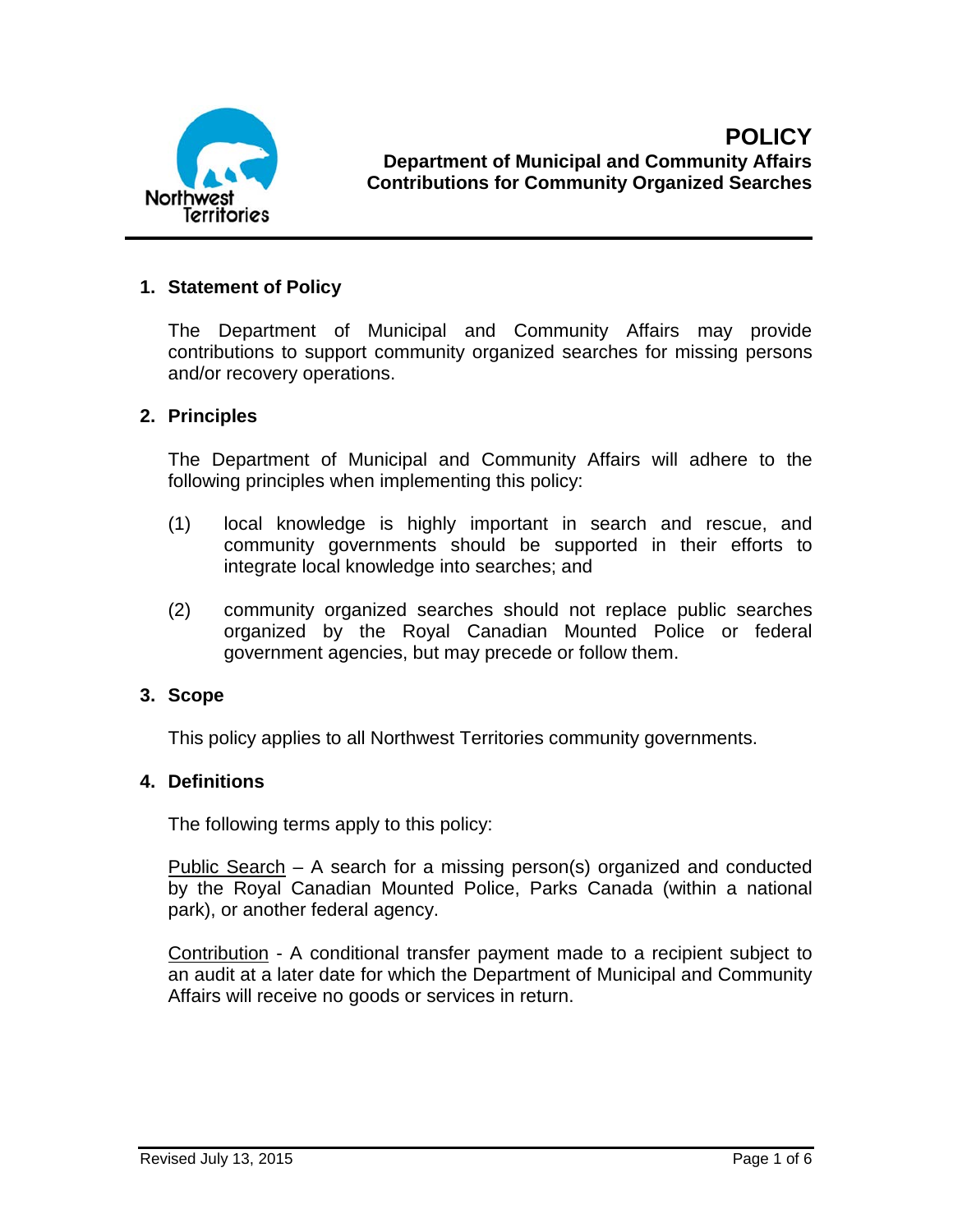# POLICY

**Department of Municipal and Community Affairs**
**Contributions for Community Organized Searches**

## 1. Statement of Policy

The Department of Municipal and Community Affairs may provide contributions to support community organized searches for missing persons and/or recovery operations.

## 2. Principles

The Department of Municipal and Community Affairs will adhere to the following principles when implementing this policy:

(1) local knowledge is highly important in search and rescue, and community governments should be supported in their efforts to integrate local knowledge into searches; and

(2) community organized searches should not replace public searches organized by the Royal Canadian Mounted Police or federal government agencies, but may precede or follow them.

## 3. Scope

This policy applies to all Northwest Territories community governments.

## 4. Definitions

The following terms apply to this policy:

Public Search – A search for a missing person(s) organized and conducted by the Royal Canadian Mounted Police, Parks Canada (within a national park), or another federal agency.

Contribution - A conditional transfer payment made to a recipient subject to an audit at a later date for which the Department of Municipal and Community Affairs will receive no goods or services in return.

Revised July 13, 2015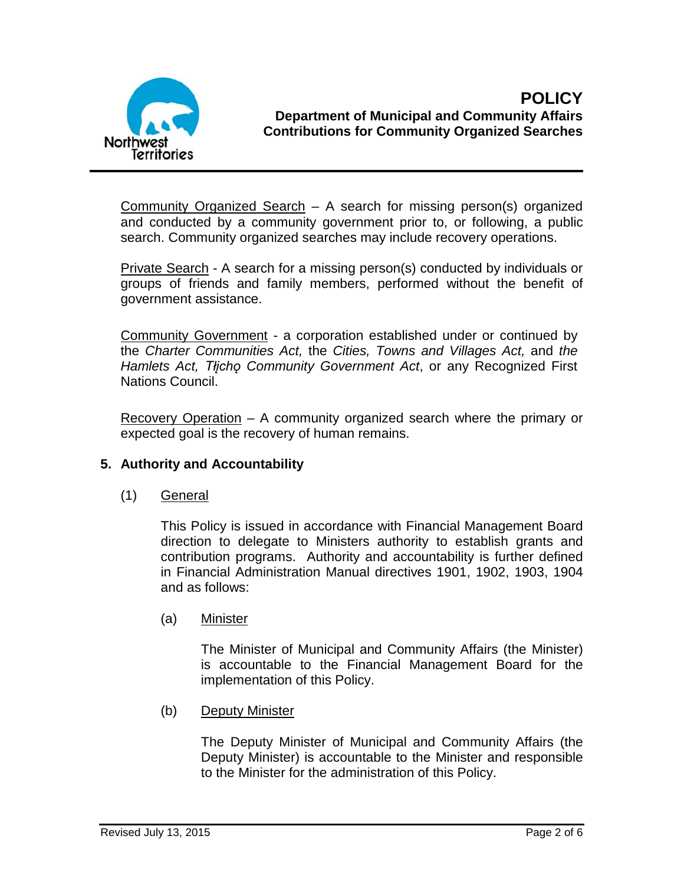Community Organized Search – A search for missing person(s) organized and conducted by a community government prior to, or following, a public search. Community organized searches may include recovery operations.

Private Search - A search for a missing person(s) conducted by individuals or groups of friends and family members, performed without the benefit of government assistance.

Community Government - a corporation established under or continued by the *Charter Communities Act,* the *Cities, Towns and Villages Act,* and *the Hamlets Act, Tłı̨chǫ Community Government Act*, or any Recognized First Nations Council.

Recovery Operation – A community organized search where the primary or expected goal is the recovery of human remains.

## 5. Authority and Accountability

(1) General

This Policy is issued in accordance with Financial Management Board direction to delegate to Ministers authority to establish grants and contribution programs. Authority and accountability is further defined in Financial Administration Manual directives 1901, 1902, 1903, 1904 and as follows:

(a) Minister

The Minister of Municipal and Community Affairs (the Minister) is accountable to the Financial Management Board for the implementation of this Policy.

(b) Deputy Minister

The Deputy Minister of Municipal and Community Affairs (the Deputy Minister) is accountable to the Minister and responsible to the Minister for the administration of this Policy.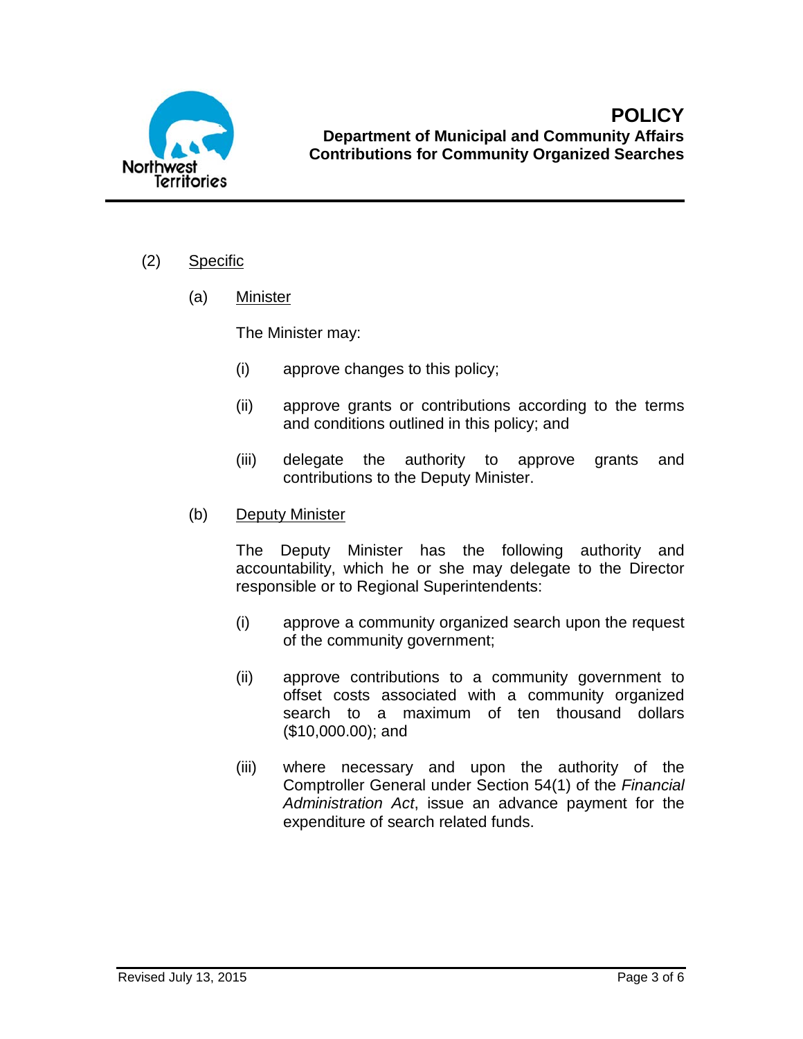(2) <u>Specific</u>

(a) <u>Minister</u>

The Minister may:

(i) approve changes to this policy;

(ii) approve grants or contributions according to the terms and conditions outlined in this policy; and

(iii) delegate the authority to approve grants and contributions to the Deputy Minister.

(b) <u>Deputy Minister</u>

The Deputy Minister has the following authority and accountability, which he or she may delegate to the Director responsible or to Regional Superintendents:

(i) approve a community organized search upon the request of the community government;

(ii) approve contributions to a community government to offset costs associated with a community organized search to a maximum of ten thousand dollars ($10,000.00); and

(iii) where necessary and upon the authority of the Comptroller General under Section 54(1) of the *Financial Administration Act*, issue an advance payment for the expenditure of search related funds.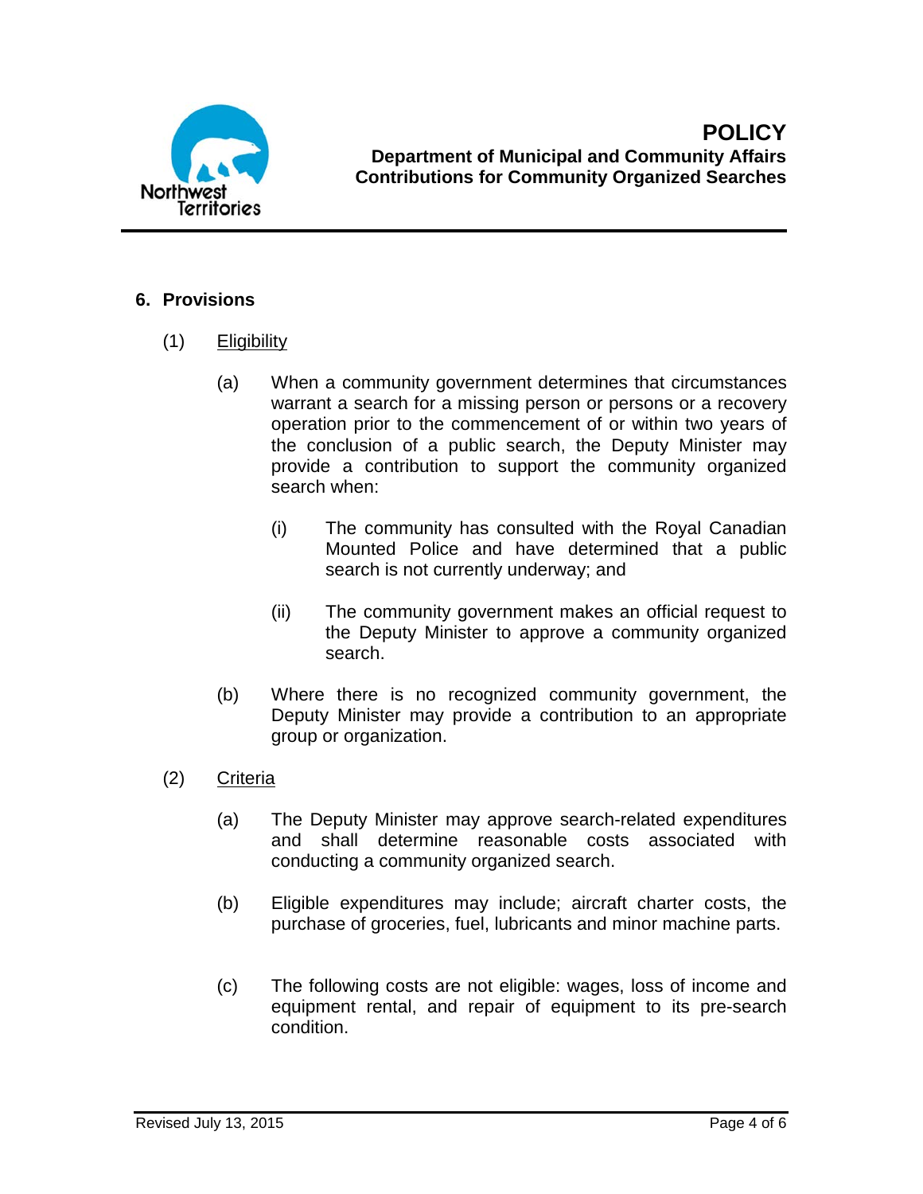## 6. Provisions

(1) Eligibility

(a) When a community government determines that circumstances warrant a search for a missing person or persons or a recovery operation prior to the commencement of or within two years of the conclusion of a public search, the Deputy Minister may provide a contribution to support the community organized search when:

(i) The community has consulted with the Royal Canadian Mounted Police and have determined that a public search is not currently underway; and

(ii) The community government makes an official request to the Deputy Minister to approve a community organized search.

(b) Where there is no recognized community government, the Deputy Minister may provide a contribution to an appropriate group or organization.

(2) Criteria

(a) The Deputy Minister may approve search-related expenditures and shall determine reasonable costs associated with conducting a community organized search.

(b) Eligible expenditures may include; aircraft charter costs, the purchase of groceries, fuel, lubricants and minor machine parts.

(c) The following costs are not eligible: wages, loss of income and equipment rental, and repair of equipment to its pre-search condition.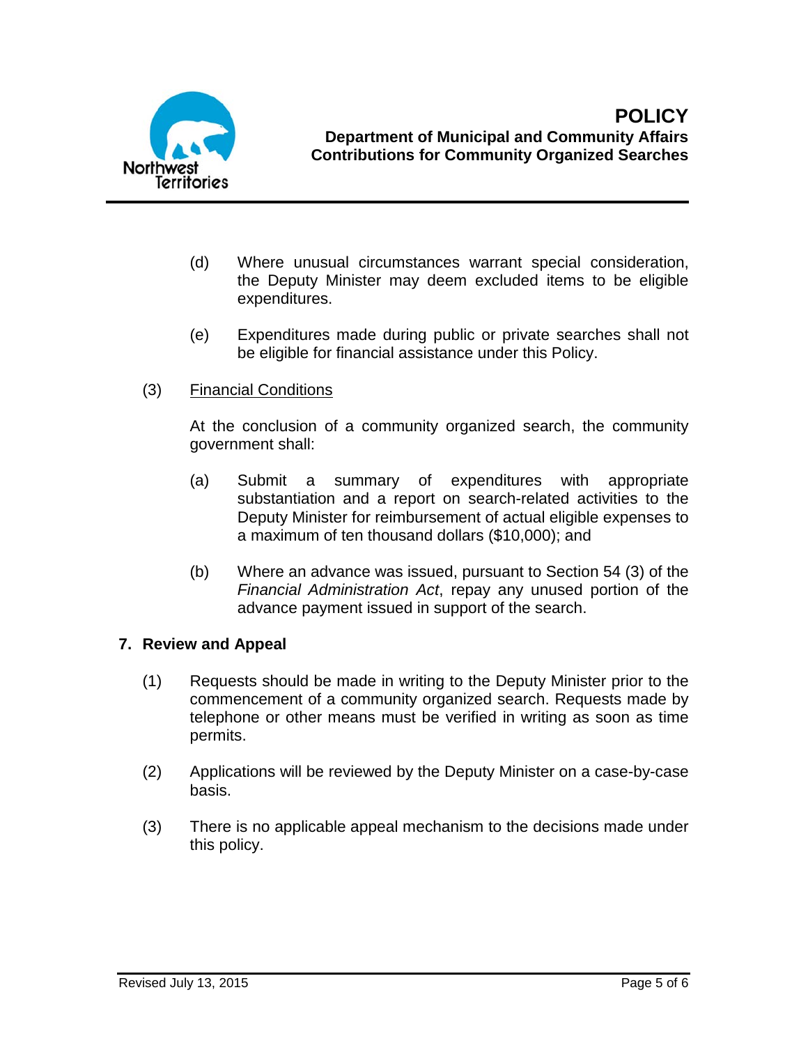(d) Where unusual circumstances warrant special consideration, the Deputy Minister may deem excluded items to be eligible expenditures.

(e) Expenditures made during public or private searches shall not be eligible for financial assistance under this Policy.

(3) Financial Conditions

At the conclusion of a community organized search, the community government shall:

(a) Submit a summary of expenditures with appropriate substantiation and a report on search-related activities to the Deputy Minister for reimbursement of actual eligible expenses to a maximum of ten thousand dollars ($10,000); and

(b) Where an advance was issued, pursuant to Section 54 (3) of the *Financial Administration Act*, repay any unused portion of the advance payment issued in support of the search.

## 7. Review and Appeal

(1) Requests should be made in writing to the Deputy Minister prior to the commencement of a community organized search. Requests made by telephone or other means must be verified in writing as soon as time permits.

(2) Applications will be reviewed by the Deputy Minister on a case-by-case basis.

(3) There is no applicable appeal mechanism to the decisions made under this policy.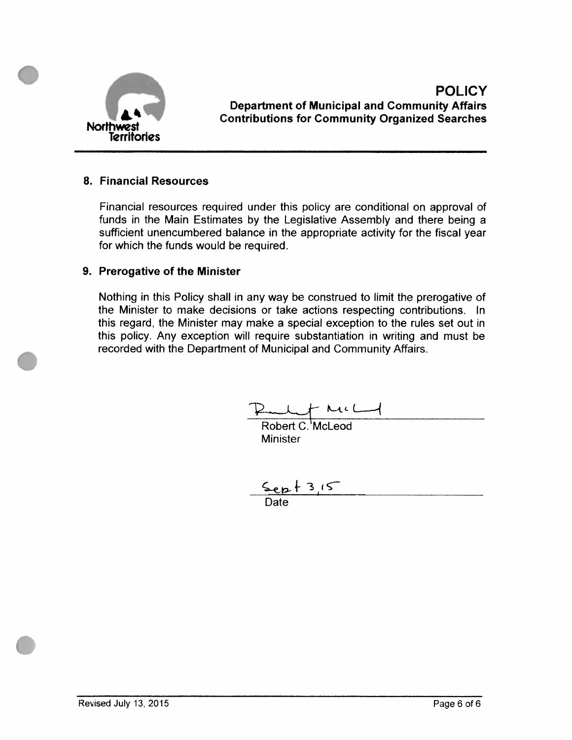**POLICY**
**Department of Municipal and Community Affairs**
**Contributions for Community Organized Searches**

## 8. Financial Resources

Financial resources required under this policy are conditional on approval of funds in the Main Estimates by the Legislative Assembly and there being a sufficient unencumbered balance in the appropriate activity for the fiscal year for which the funds would be required.

## 9. Prerogative of the Minister

Nothing in this Policy shall in any way be construed to limit the prerogative of the Minister to make decisions or take actions respecting contributions. In this regard, the Minister may make a special exception to the rules set out in this policy. Any exception will require substantiation in writing and must be recorded with the Department of Municipal and Community Affairs.

Robert C. McLeod
Minister

Sept 3, 15
Date

Revised July 13, 2015